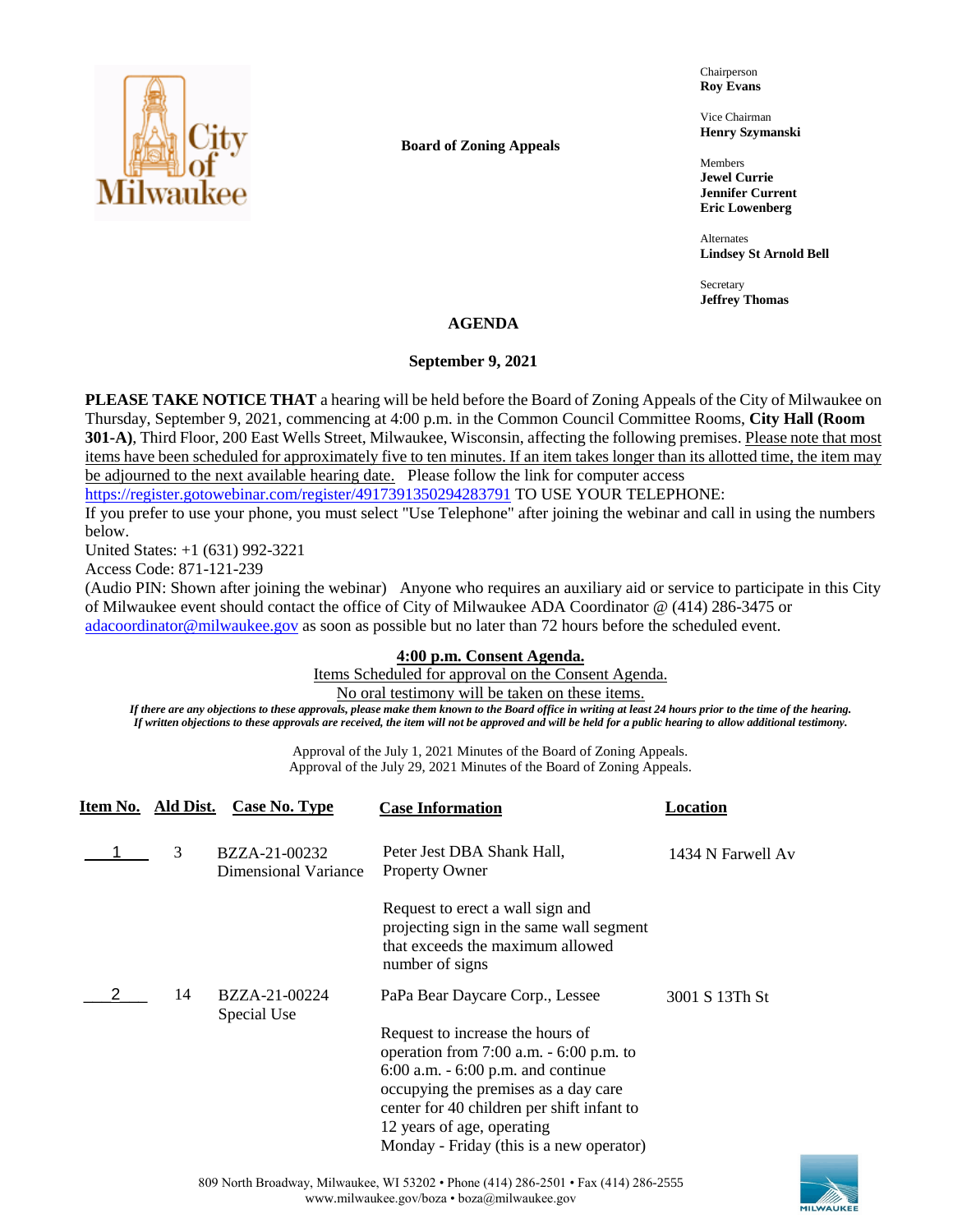**Board of Zoning Appeals**

Chairperson
**Roy Evans**

Vice Chairman
**Henry Szymanski**

Members
**Jewel Currie**
**Jennifer Current**
**Eric Lowenberg**

Alternates
**Lindsey St Arnold Bell**

Secretary
**Jeffrey Thomas**

## AGENDA

### September 9, 2021

**PLEASE TAKE NOTICE THAT** a hearing will be held before the Board of Zoning Appeals of the City of Milwaukee on Thursday, September 9, 2021, commencing at 4:00 p.m. in the Common Council Committee Rooms, **City Hall (Room 301-A)**, Third Floor, 200 East Wells Street, Milwaukee, Wisconsin, affecting the following premises. Please note that most items have been scheduled for approximately five to ten minutes. If an item takes longer than its allotted time, the item may be adjourned to the next available hearing date. Please follow the link for computer access https://register.gotowebinar.com/register/4917391350294283791 TO USE YOUR TELEPHONE:
If you prefer to use your phone, you must select "Use Telephone" after joining the webinar and call in using the numbers below.
United States: +1 (631) 992-3221
Access Code: 871-121-239
(Audio PIN: Shown after joining the webinar) Anyone who requires an auxiliary aid or service to participate in this City of Milwaukee event should contact the office of City of Milwaukee ADA Coordinator @ (414) 286-3475 or adacoordinator@milwaukee.gov as soon as possible but no later than 72 hours before the scheduled event.

**4:00 p.m. Consent Agenda.**

Items Scheduled for approval on the Consent Agenda.
No oral testimony will be taken on these items.

***If there are any objections to these approvals, please make them known to the Board office in writing at least 24 hours prior to the time of the hearing. If written objections to these approvals are received, the item will not be approved and will be held for a public hearing to allow additional testimony.***

Approval of the July 1, 2021 Minutes of the Board of Zoning Appeals.
Approval of the July 29, 2021 Minutes of the Board of Zoning Appeals.

| Item No. | Ald Dist. | Case No. Type | Case Information | Location |
|---|---|---|---|---|
| 1 | 3 | BZZA-21-00232 Dimensional Variance | Peter Jest DBA Shank Hall, Property Owner<br><br>Request to erect a wall sign and projecting sign in the same wall segment that exceeds the maximum allowed number of signs | 1434 N Farwell Av |
| 2 | 14 | BZZA-21-00224 Special Use | PaPa Bear Daycare Corp., Lessee<br><br>Request to increase the hours of operation from 7:00 a.m. - 6:00 p.m. to 6:00 a.m. - 6:00 p.m. and continue occupying the premises as a day care center for 40 children per shift infant to 12 years of age, operating Monday - Friday (this is a new operator) | 3001 S 13Th St |

809 North Broadway, Milwaukee, WI 53202 • Phone (414) 286-2501 • Fax (414) 286-2555
www.milwaukee.gov/boza • boza@milwaukee.gov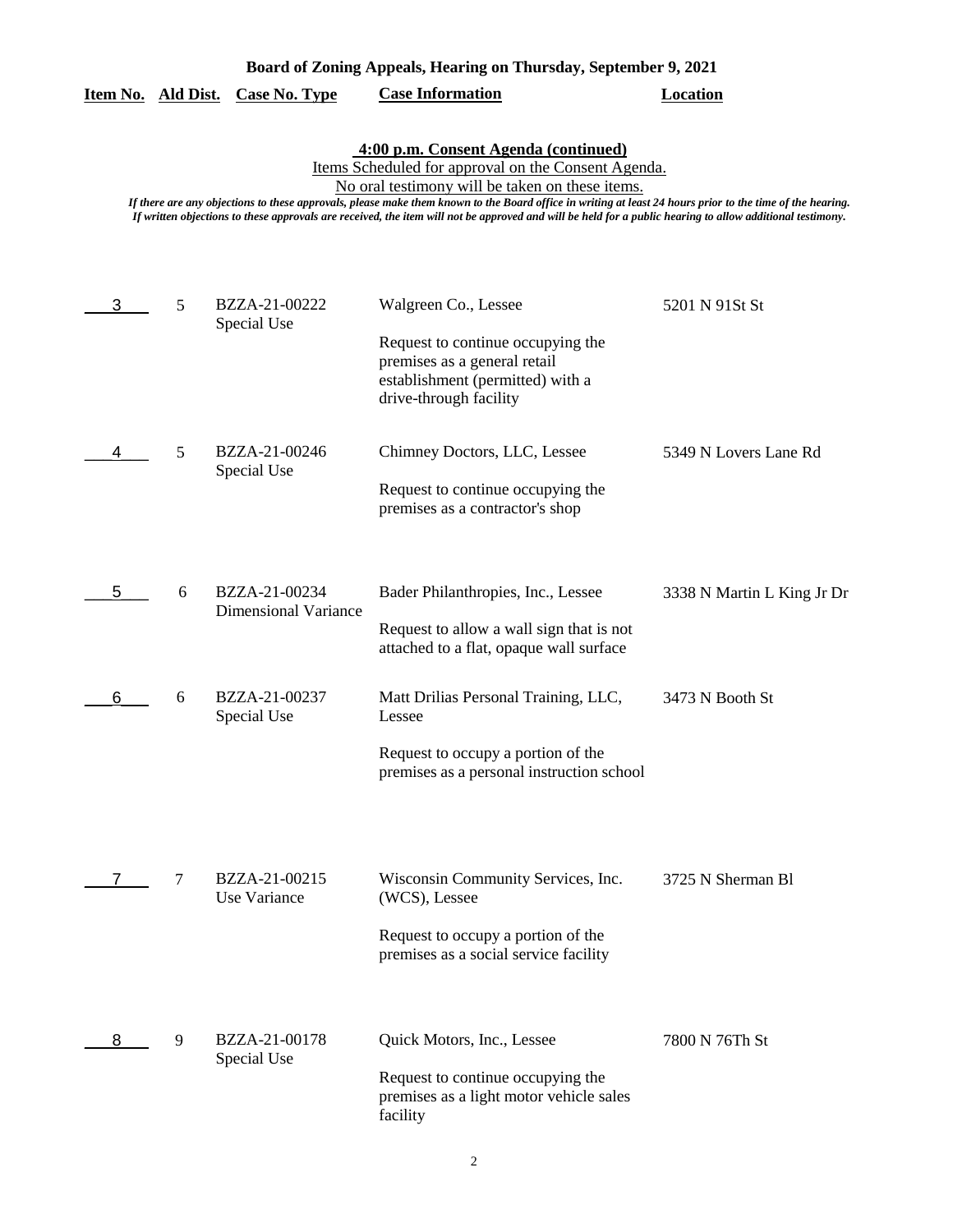**Board of Zoning Appeals, Hearing on Thursday, September 9, 2021**

**4:00 p.m. Consent Agenda (continued)**

Items Scheduled for approval on the Consent Agenda.

No oral testimony will be taken on these items.

*If there are any objections to these approvals, please make them known to the Board office in writing at least 24 hours prior to the time of the hearing. If written objections to these approvals are received, the item will not be approved and will be held for a public hearing to allow additional testimony.*

| Item No. | Ald Dist. | Case No. Type | Case Information | Location |
|---|---|---|---|---|
| 3 | 5 | BZZA-21-00222 Special Use | Walgreen Co., Lessee<br><br>Request to continue occupying the premises as a general retail establishment (permitted) with a drive-through facility | 5201 N 91St St |
| 4 | 5 | BZZA-21-00246 Special Use | Chimney Doctors, LLC, Lessee<br><br>Request to continue occupying the premises as a contractor's shop | 5349 N Lovers Lane Rd |
| 5 | 6 | BZZA-21-00234 Dimensional Variance | Bader Philanthropies, Inc., Lessee<br><br>Request to allow a wall sign that is not attached to a flat, opaque wall surface | 3338 N Martin L King Jr Dr |
| 6 | 6 | BZZA-21-00237 Special Use | Matt Drilias Personal Training, LLC, Lessee<br><br>Request to occupy a portion of the premises as a personal instruction school | 3473 N Booth St |
| 7 | 7 | BZZA-21-00215 Use Variance | Wisconsin Community Services, Inc. (WCS), Lessee<br><br>Request to occupy a portion of the premises as a social service facility | 3725 N Sherman Bl |
| 8 | 9 | BZZA-21-00178 Special Use | Quick Motors, Inc., Lessee<br><br>Request to continue occupying the premises as a light motor vehicle sales facility | 7800 N 76Th St |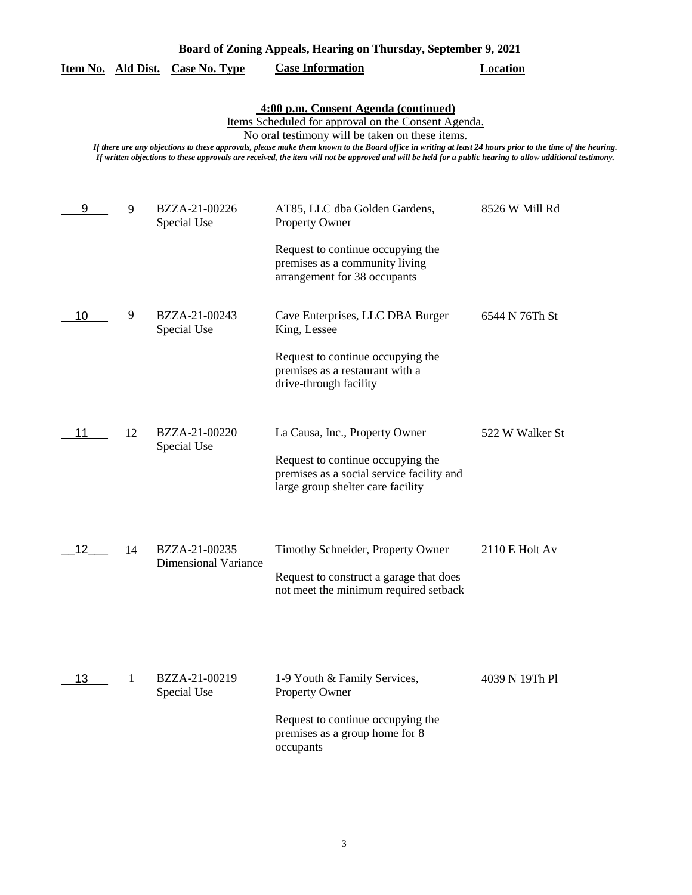**Board of Zoning Appeals, Hearing on Thursday, September 9, 2021**

| Item No. | Ald Dist. | Case No. Type | Case Information | Location |
|---|---|---|---|---|

**4:00 p.m. Consent Agenda (continued)**

Items Scheduled for approval on the Consent Agenda.

No oral testimony will be taken on these items.

*If there are any objections to these approvals, please make them known to the Board office in writing at least 24 hours prior to the time of the hearing. If written objections to these approvals are received, the item will not be approved and will be held for a public hearing to allow additional testimony.*

| Item No. | Ald Dist. | Case No. Type | Case Information | Location |
|---|---|---|---|---|
| 9 | 9 | BZZA-21-00226 Special Use | AT85, LLC dba Golden Gardens, Property Owner<br><br>Request to continue occupying the premises as a community living arrangement for 38 occupants | 8526 W Mill Rd |
| 10 | 9 | BZZA-21-00243 Special Use | Cave Enterprises, LLC DBA Burger King, Lessee<br><br>Request to continue occupying the premises as a restaurant with a drive-through facility | 6544 N 76Th St |
| 11 | 12 | BZZA-21-00220 Special Use | La Causa, Inc., Property Owner<br><br>Request to continue occupying the premises as a social service facility and large group shelter care facility | 522 W Walker St |
| 12 | 14 | BZZA-21-00235 Dimensional Variance | Timothy Schneider, Property Owner<br><br>Request to construct a garage that does not meet the minimum required setback | 2110 E Holt Av |
| 13 | 1 | BZZA-21-00219 Special Use | 1-9 Youth & Family Services, Property Owner<br><br>Request to continue occupying the premises as a group home for 8 occupants | 4039 N 19Th Pl |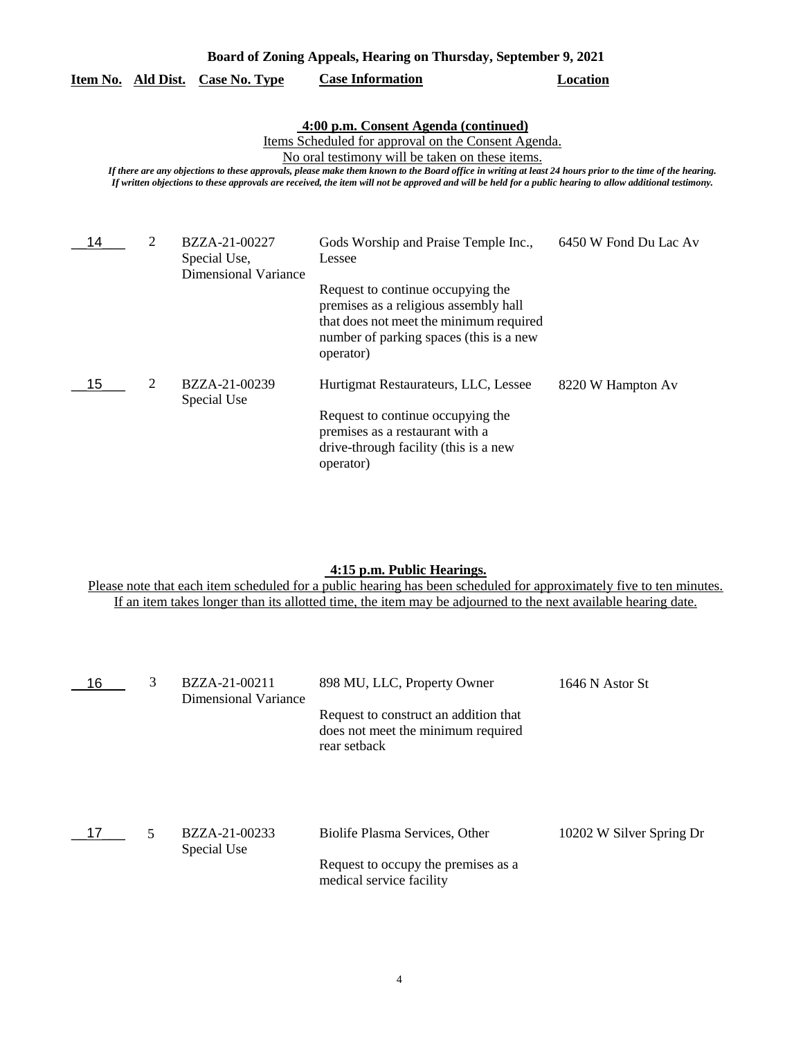**Board of Zoning Appeals, Hearing on Thursday, September 9, 2021**

**4:00 p.m. Consent Agenda (continued)**

Items Scheduled for approval on the Consent Agenda.

No oral testimony will be taken on these items.

*If there are any objections to these approvals, please make them known to the Board office in writing at least 24 hours prior to the time of the hearing. If written objections to these approvals are received, the item will not be approved and will be held for a public hearing to allow additional testimony.*

| Item No. | Ald Dist. | Case No. Type | Case Information | Location |
|---|---|---|---|---|
| 14 | 2 | BZZA-21-00227 Special Use, Dimensional Variance | Gods Worship and Praise Temple Inc., Lessee<br><br>Request to continue occupying the premises as a religious assembly hall that does not meet the minimum required number of parking spaces (this is a new operator) | 6450 W Fond Du Lac Av |
| 15 | 2 | BZZA-21-00239 Special Use | Hurtigmat Restaurateurs, LLC, Lessee<br><br>Request to continue occupying the premises as a restaurant with a drive-through facility (this is a new operator) | 8220 W Hampton Av |

**4:15 p.m. Public Hearings.**

Please note that each item scheduled for a public hearing has been scheduled for approximately five to ten minutes. If an item takes longer than its allotted time, the item may be adjourned to the next available hearing date.

| Item No. | Ald Dist. | Case No. Type | Case Information | Location |
|---|---|---|---|---|
| 16 | 3 | BZZA-21-00211 Dimensional Variance | 898 MU, LLC, Property Owner<br><br>Request to construct an addition that does not meet the minimum required rear setback | 1646 N Astor St |
| 17 | 5 | BZZA-21-00233 Special Use | Biolife Plasma Services, Other<br><br>Request to occupy the premises as a medical service facility | 10202 W Silver Spring Dr |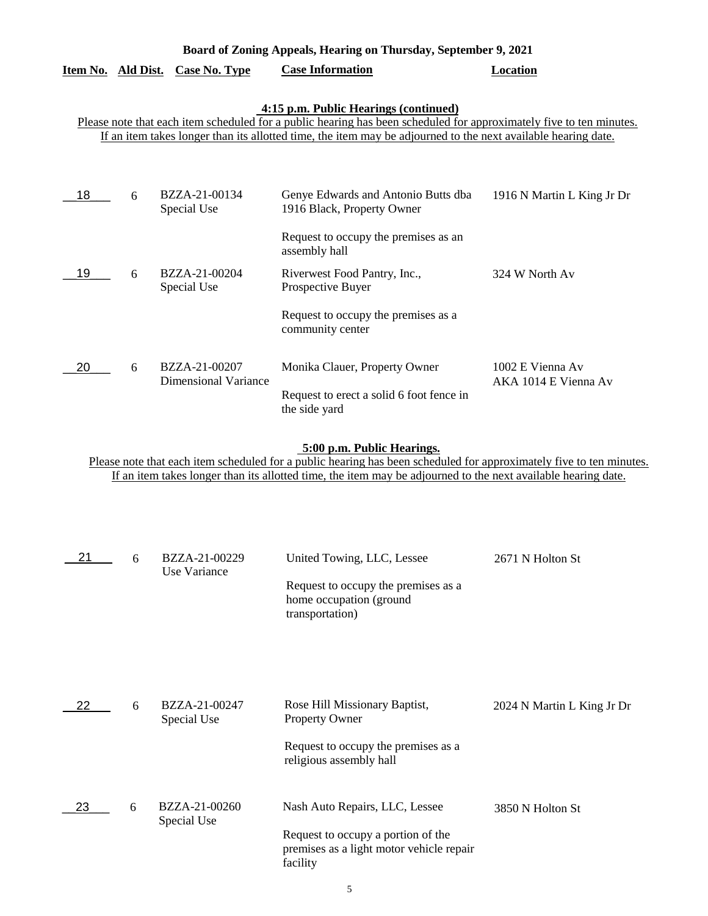**Board of Zoning Appeals, Hearing on Thursday, September 9, 2021**

| Item No. | Ald Dist. | Case No. Type | Case Information | Location |
|---|---|---|---|---|

**4:15 p.m. Public Hearings (continued)**

Please note that each item scheduled for a public hearing has been scheduled for approximately five to ten minutes. If an item takes longer than its allotted time, the item may be adjourned to the next available hearing date.

| Item No. | Ald Dist. | Case No. Type | Case Information | Location |
|---|---|---|---|---|
| 18 | 6 | BZZA-21-00134 Special Use | Genye Edwards and Antonio Butts dba 1916 Black, Property Owner<br><br>Request to occupy the premises as an assembly hall | 1916 N Martin L King Jr Dr |
| 19 | 6 | BZZA-21-00204 Special Use | Riverwest Food Pantry, Inc., Prospective Buyer<br><br>Request to occupy the premises as a community center | 324 W North Av |
| 20 | 6 | BZZA-21-00207 Dimensional Variance | Monika Clauer, Property Owner<br><br>Request to erect a solid 6 foot fence in the side yard | 1002 E Vienna Av AKA 1014 E Vienna Av |

**5:00 p.m. Public Hearings.**

Please note that each item scheduled for a public hearing has been scheduled for approximately five to ten minutes. If an item takes longer than its allotted time, the item may be adjourned to the next available hearing date.

| Item No. | Ald Dist. | Case No. Type | Case Information | Location |
|---|---|---|---|---|
| 21 | 6 | BZZA-21-00229 Use Variance | United Towing, LLC, Lessee<br><br>Request to occupy the premises as a home occupation (ground transportation) | 2671 N Holton St |
| 22 | 6 | BZZA-21-00247 Special Use | Rose Hill Missionary Baptist, Property Owner<br><br>Request to occupy the premises as a religious assembly hall | 2024 N Martin L King Jr Dr |
| 23 | 6 | BZZA-21-00260 Special Use | Nash Auto Repairs, LLC, Lessee<br><br>Request to occupy a portion of the premises as a light motor vehicle repair facility | 3850 N Holton St |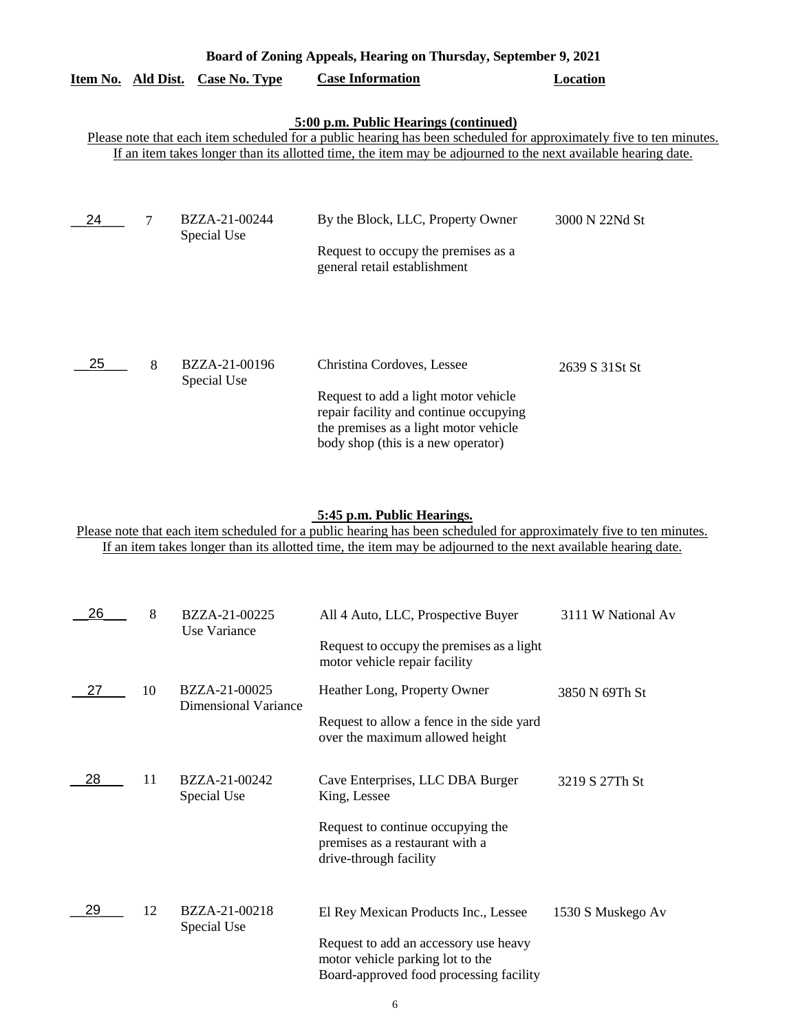## Board of Zoning Appeals, Hearing on Thursday, September 9, 2021

**5:00 p.m. Public Hearings (continued)**

Please note that each item scheduled for a public hearing has been scheduled for approximately five to ten minutes. If an item takes longer than its allotted time, the item may be adjourned to the next available hearing date.

| Item No. | Ald Dist. | Case No. Type | Case Information | Location |
|---|---|---|---|---|
| 24 | 7 | BZZA-21-00244 Special Use | By the Block, LLC, Property Owner<br><br>Request to occupy the premises as a general retail establishment | 3000 N 22Nd St |
| 25 | 8 | BZZA-21-00196 Special Use | Christina Cordoves, Lessee<br><br>Request to add a light motor vehicle repair facility and continue occupying the premises as a light motor vehicle body shop (this is a new operator) | 2639 S 31St St |

**5:45 p.m. Public Hearings.**

Please note that each item scheduled for a public hearing has been scheduled for approximately five to ten minutes. If an item takes longer than its allotted time, the item may be adjourned to the next available hearing date.

| Item No. | Ald Dist. | Case No. Type | Case Information | Location |
|---|---|---|---|---|
| 26 | 8 | BZZA-21-00225 Use Variance | All 4 Auto, LLC, Prospective Buyer<br><br>Request to occupy the premises as a light motor vehicle repair facility | 3111 W National Av |
| 27 | 10 | BZZA-21-00025 Dimensional Variance | Heather Long, Property Owner<br><br>Request to allow a fence in the side yard over the maximum allowed height | 3850 N 69Th St |
| 28 | 11 | BZZA-21-00242 Special Use | Cave Enterprises, LLC DBA Burger King, Lessee<br><br>Request to continue occupying the premises as a restaurant with a drive-through facility | 3219 S 27Th St |
| 29 | 12 | BZZA-21-00218 Special Use | El Rey Mexican Products Inc., Lessee<br><br>Request to add an accessory use heavy motor vehicle parking lot to the Board-approved food processing facility | 1530 S Muskego Av |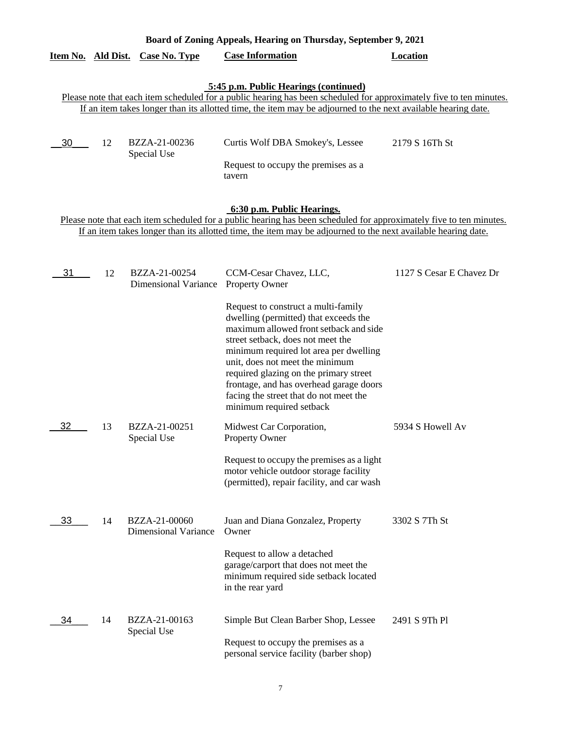**Board of Zoning Appeals, Hearing on Thursday, September 9, 2021**

| Item No. | Ald Dist. | Case No. Type | Case Information | Location |
|---|---|---|---|---|

**5:45 p.m. Public Hearings (continued)**

Please note that each item scheduled for a public hearing has been scheduled for approximately five to ten minutes. If an item takes longer than its allotted time, the item may be adjourned to the next available hearing date.

| Item No. | Ald Dist. | Case No. Type | Case Information | Location |
|---|---|---|---|---|
| 30 | 12 | BZZA-21-00236 Special Use | Curtis Wolf DBA Smokey's, Lessee<br><br>Request to occupy the premises as a tavern | 2179 S 16Th St |

**6:30 p.m. Public Hearings.**

Please note that each item scheduled for a public hearing has been scheduled for approximately five to ten minutes. If an item takes longer than its allotted time, the item may be adjourned to the next available hearing date.

| Item No. | Ald Dist. | Case No. Type | Case Information | Location |
|---|---|---|---|---|
| 31 | 12 | BZZA-21-00254 Dimensional Variance | CCM-Cesar Chavez, LLC, Property Owner<br><br>Request to construct a multi-family dwelling (permitted) that exceeds the maximum allowed front setback and side street setback, does not meet the minimum required lot area per dwelling unit, does not meet the minimum required glazing on the primary street frontage, and has overhead garage doors facing the street that do not meet the minimum required setback | 1127 S Cesar E Chavez Dr |
| 32 | 13 | BZZA-21-00251 Special Use | Midwest Car Corporation, Property Owner<br><br>Request to occupy the premises as a light motor vehicle outdoor storage facility (permitted), repair facility, and car wash | 5934 S Howell Av |
| 33 | 14 | BZZA-21-00060 Dimensional Variance | Juan and Diana Gonzalez, Property Owner<br><br>Request to allow a detached garage/carport that does not meet the minimum required side setback located in the rear yard | 3302 S 7Th St |
| 34 | 14 | BZZA-21-00163 Special Use | Simple But Clean Barber Shop, Lessee<br><br>Request to occupy the premises as a personal service facility (barber shop) | 2491 S 9Th Pl |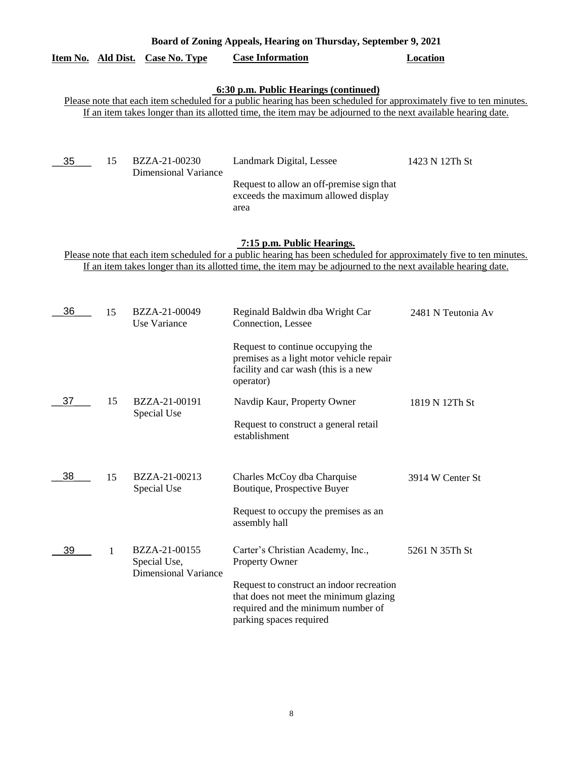**Board of Zoning Appeals, Hearing on Thursday, September 9, 2021**

| Item No. | Ald Dist. | Case No. Type | Case Information | Location |
|---|---|---|---|---|

**6:30 p.m. Public Hearings (continued)**

Please note that each item scheduled for a public hearing has been scheduled for approximately five to ten minutes. If an item takes longer than its allotted time, the item may be adjourned to the next available hearing date.

| Item No. | Ald Dist. | Case No. Type | Case Information | Location |
|---|---|---|---|---|
| 35 | 15 | BZZA-21-00230 Dimensional Variance | Landmark Digital, Lessee<br><br>Request to allow an off-premise sign that exceeds the maximum allowed display area | 1423 N 12Th St |

**7:15 p.m. Public Hearings.**

Please note that each item scheduled for a public hearing has been scheduled for approximately five to ten minutes. If an item takes longer than its allotted time, the item may be adjourned to the next available hearing date.

| Item No. | Ald Dist. | Case No. Type | Case Information | Location |
|---|---|---|---|---|
| 36 | 15 | BZZA-21-00049 Use Variance | Reginald Baldwin dba Wright Car Connection, Lessee<br><br>Request to continue occupying the premises as a light motor vehicle repair facility and car wash (this is a new operator) | 2481 N Teutonia Av |
| 37 | 15 | BZZA-21-00191 Special Use | Navdip Kaur, Property Owner<br><br>Request to construct a general retail establishment | 1819 N 12Th St |
| 38 | 15 | BZZA-21-00213 Special Use | Charles McCoy dba Charquise Boutique, Prospective Buyer<br><br>Request to occupy the premises as an assembly hall | 3914 W Center St |
| 39 | 1 | BZZA-21-00155 Special Use, Dimensional Variance | Carter's Christian Academy, Inc., Property Owner<br><br>Request to construct an indoor recreation that does not meet the minimum glazing required and the minimum number of parking spaces required | 5261 N 35Th St |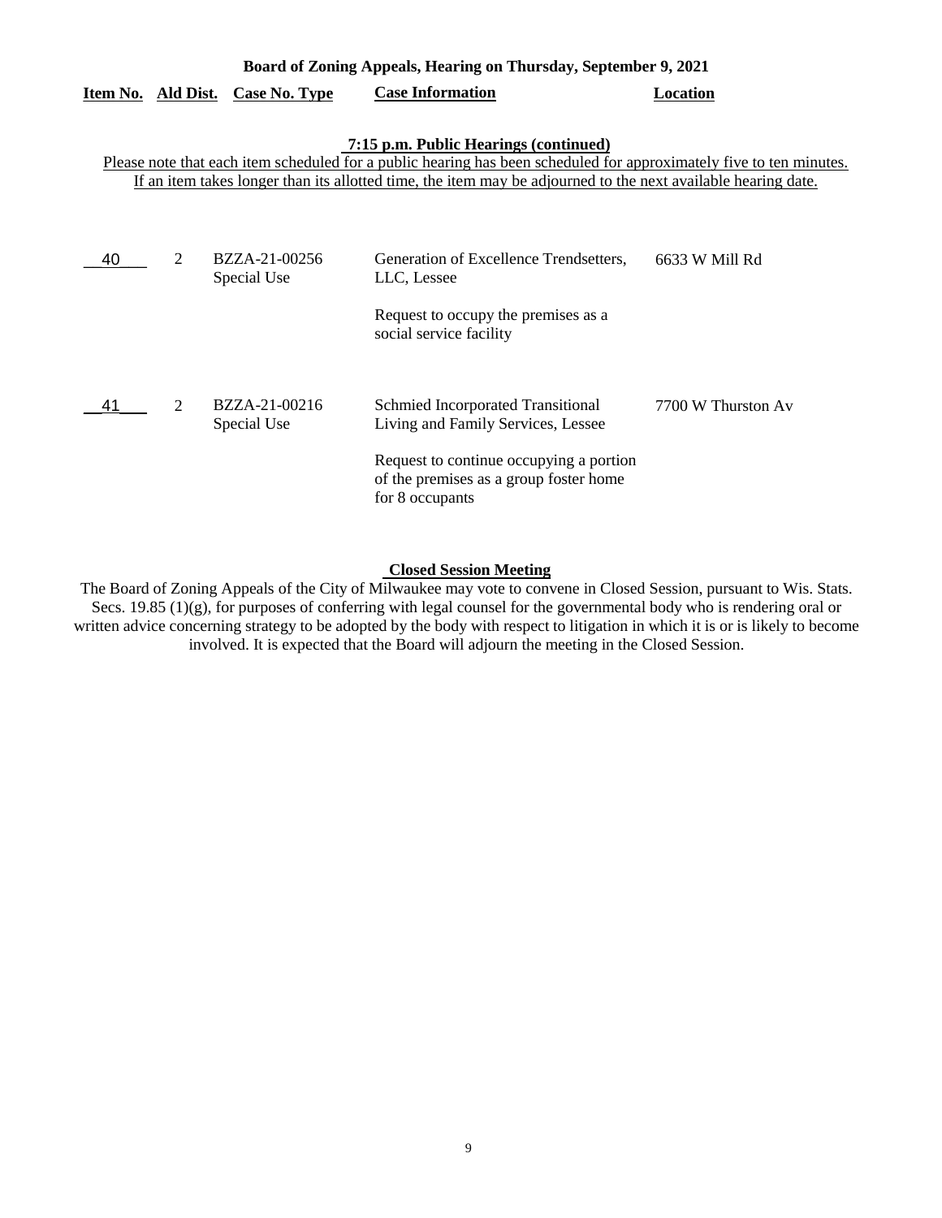**Board of Zoning Appeals, Hearing on Thursday, September 9, 2021**

| Item No. | Ald Dist. | Case No. Type | Case Information | Location |
|---|---|---|---|---|

**7:15 p.m. Public Hearings (continued)**

Please note that each item scheduled for a public hearing has been scheduled for approximately five to ten minutes. If an item takes longer than its allotted time, the item may be adjourned to the next available hearing date.

| Item No. | Ald Dist. | Case No. Type | Case Information | Location |
|---|---|---|---|---|
| 40 | 2 | BZZA-21-00256 Special Use | Generation of Excellence Trendsetters, LLC, Lessee<br><br>Request to occupy the premises as a social service facility | 6633 W Mill Rd |
| 41 | 2 | BZZA-21-00216 Special Use | Schmied Incorporated Transitional Living and Family Services, Lessee<br><br>Request to continue occupying a portion of the premises as a group foster home for 8 occupants | 7700 W Thurston Av |

**Closed Session Meeting**

The Board of Zoning Appeals of the City of Milwaukee may vote to convene in Closed Session, pursuant to Wis. Stats. Secs. 19.85 (1)(g), for purposes of conferring with legal counsel for the governmental body who is rendering oral or written advice concerning strategy to be adopted by the body with respect to litigation in which it is or is likely to become involved. It is expected that the Board will adjourn the meeting in the Closed Session.